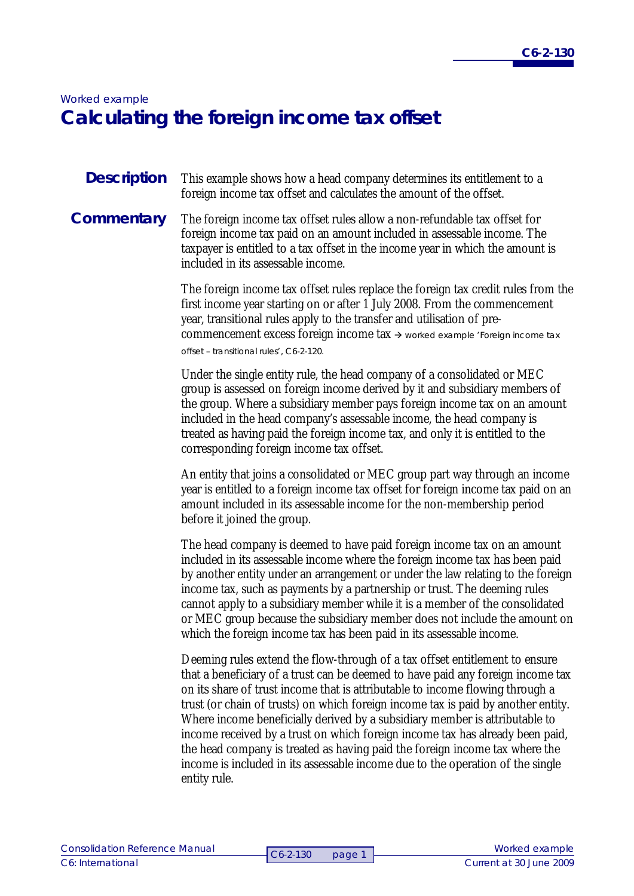*Worked example*

# Calculating the foreign income tax offset

**Description**

This example shows how a head company determines its entitlement to a foreign income tax offset and calculates the amount of the offset.

**Commentary**

The foreign income tax offset rules allow a non-refundable tax offset for foreign income tax paid on an amount included in assessable income. The taxpayer is entitled to a tax offset in the income year in which the amount is included in its assessable income.

The foreign income tax offset rules replace the foreign tax credit rules from the first income year starting on or after 1 July 2008. From the commencement year, transitional rules apply to the transfer and utilisation of pre-commencement excess foreign income tax → worked example 'Foreign income tax offset – transitional rules', C6-2-120.

Under the single entity rule, the head company of a consolidated or MEC group is assessed on foreign income derived by it and subsidiary members of the group. Where a subsidiary member pays foreign income tax on an amount included in the head company's assessable income, the head company is treated as having paid the foreign income tax, and only it is entitled to the corresponding foreign income tax offset.

An entity that joins a consolidated or MEC group part way through an income year is entitled to a foreign income tax offset for foreign income tax paid on an amount included in its assessable income for the non-membership period before it joined the group.

The head company is deemed to have paid foreign income tax on an amount included in its assessable income where the foreign income tax has been paid by another entity under an arrangement or under the law relating to the foreign income tax, such as payments by a partnership or trust. The deeming rules cannot apply to a subsidiary member while it is a member of the consolidated or MEC group because the subsidiary member does not include the amount on which the foreign income tax has been paid in its assessable income.

Deeming rules extend the flow-through of a tax offset entitlement to ensure that a beneficiary of a trust can be deemed to have paid any foreign income tax on its share of trust income that is attributable to income flowing through a trust (or chain of trusts) on which foreign income tax is paid by another entity. Where income beneficially derived by a subsidiary member is attributable to income received by a trust on which foreign income tax has already been paid, the head company is treated as having paid the foreign income tax where the income is included in its assessable income due to the operation of the single entity rule.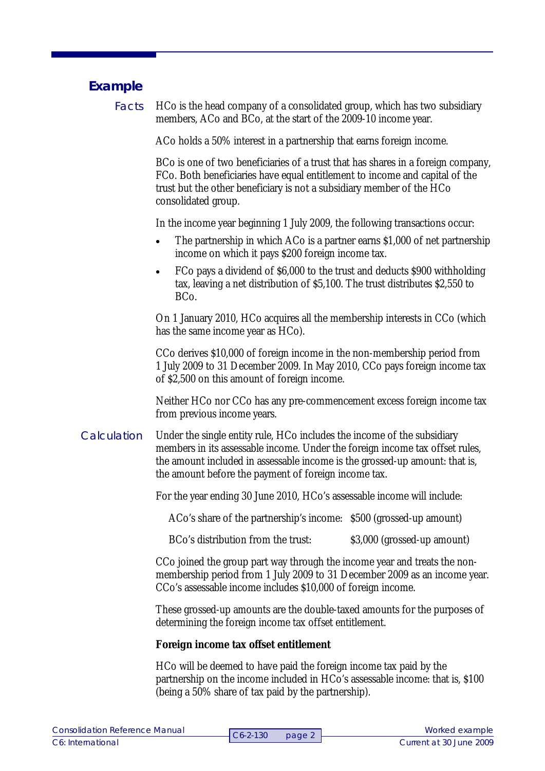## Example

**Facts**

HCo is the head company of a consolidated group, which has two subsidiary members, ACo and BCo, at the start of the 2009-10 income year.

ACo holds a 50% interest in a partnership that earns foreign income.

BCo is one of two beneficiaries of a trust that has shares in a foreign company, FCo. Both beneficiaries have equal entitlement to income and capital of the trust but the other beneficiary is not a subsidiary member of the HCo consolidated group.

In the income year beginning 1 July 2009, the following transactions occur:

- The partnership in which ACo is a partner earns $1,000 of net partnership income on which it pays $200 foreign income tax.
- FCo pays a dividend of $6,000 to the trust and deducts $900 withholding tax, leaving a net distribution of $5,100. The trust distributes $2,550 to BCo.

On 1 January 2010, HCo acquires all the membership interests in CCo (which has the same income year as HCo).

CCo derives $10,000 of foreign income in the non-membership period from 1 July 2009 to 31 December 2009. In May 2010, CCo pays foreign income tax of $2,500 on this amount of foreign income.

Neither HCo nor CCo has any pre-commencement excess foreign income tax from previous income years.

**Calculation**

Under the single entity rule, HCo includes the income of the subsidiary members in its assessable income. Under the foreign income tax offset rules, the amount included in assessable income is the grossed-up amount: that is, the amount before the payment of foreign income tax.

For the year ending 30 June 2010, HCo's assessable income will include:

| | |
|---|---|
| ACo's share of the partnership's income: | $500 (grossed-up amount) |
| BCo's distribution from the trust: | $3,000 (grossed-up amount) |

CCo joined the group part way through the income year and treats the non-membership period from 1 July 2009 to 31 December 2009 as an income year. CCo's assessable income includes $10,000 of foreign income.

These grossed-up amounts are the double-taxed amounts for the purposes of determining the foreign income tax offset entitlement.

**Foreign income tax offset entitlement**

HCo will be deemed to have paid the foreign income tax paid by the partnership on the income included in HCo's assessable income: that is, $100 (being a 50% share of tax paid by the partnership).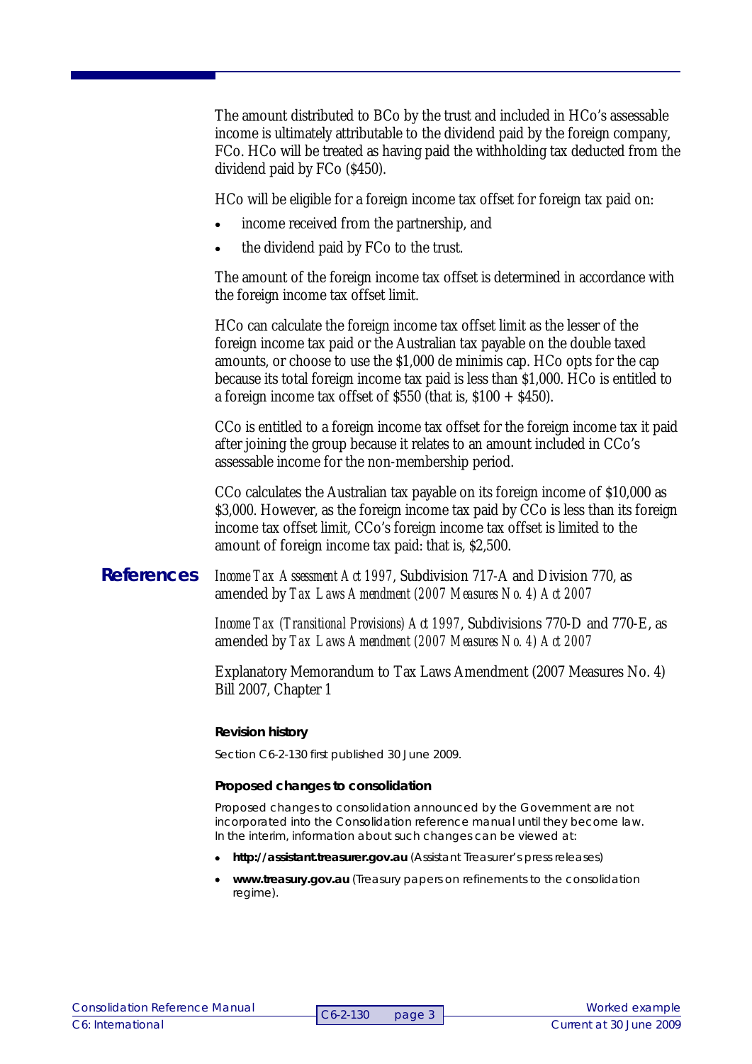The amount distributed to BCo by the trust and included in HCo's assessable income is ultimately attributable to the dividend paid by the foreign company, FCo. HCo will be treated as having paid the withholding tax deducted from the dividend paid by FCo ($450).

HCo will be eligible for a foreign income tax offset for foreign tax paid on:

- income received from the partnership, and
- the dividend paid by FCo to the trust.

The amount of the foreign income tax offset is determined in accordance with the foreign income tax offset limit.

HCo can calculate the foreign income tax offset limit as the lesser of the foreign income tax paid or the Australian tax payable on the double taxed amounts, or choose to use the $1,000 de minimis cap. HCo opts for the cap because its total foreign income tax paid is less than $1,000. HCo is entitled to a foreign income tax offset of $550 (that is, $100 + $450).

CCo is entitled to a foreign income tax offset for the foreign income tax it paid after joining the group because it relates to an amount included in CCo's assessable income for the non-membership period.

CCo calculates the Australian tax payable on its foreign income of $10,000 as $3,000. However, as the foreign income tax paid by CCo is less than its foreign income tax offset limit, CCo's foreign income tax offset is limited to the amount of foreign income tax paid: that is, $2,500.

## References

*Income Tax Assessment Act 1997*, Subdivision 717-A and Division 770, as amended by *Tax Laws Amendment (2007 Measures No. 4) Act 2007*

*Income Tax (Transitional Provisions) Act 1997*, Subdivisions 770-D and 770-E, as amended by *Tax Laws Amendment (2007 Measures No. 4) Act 2007*

Explanatory Memorandum to Tax Laws Amendment (2007 Measures No. 4) Bill 2007, Chapter 1

### Revision history

Section C6-2-130 first published 30 June 2009.

### Proposed changes to consolidation

Proposed changes to consolidation announced by the Government are not incorporated into the Consolidation reference manual until they become law. In the interim, information about such changes can be viewed at:

- **http://assistant.treasurer.gov.au** (Assistant Treasurer's press releases)
- **www.treasury.gov.au** (Treasury papers on refinements to the consolidation regime).